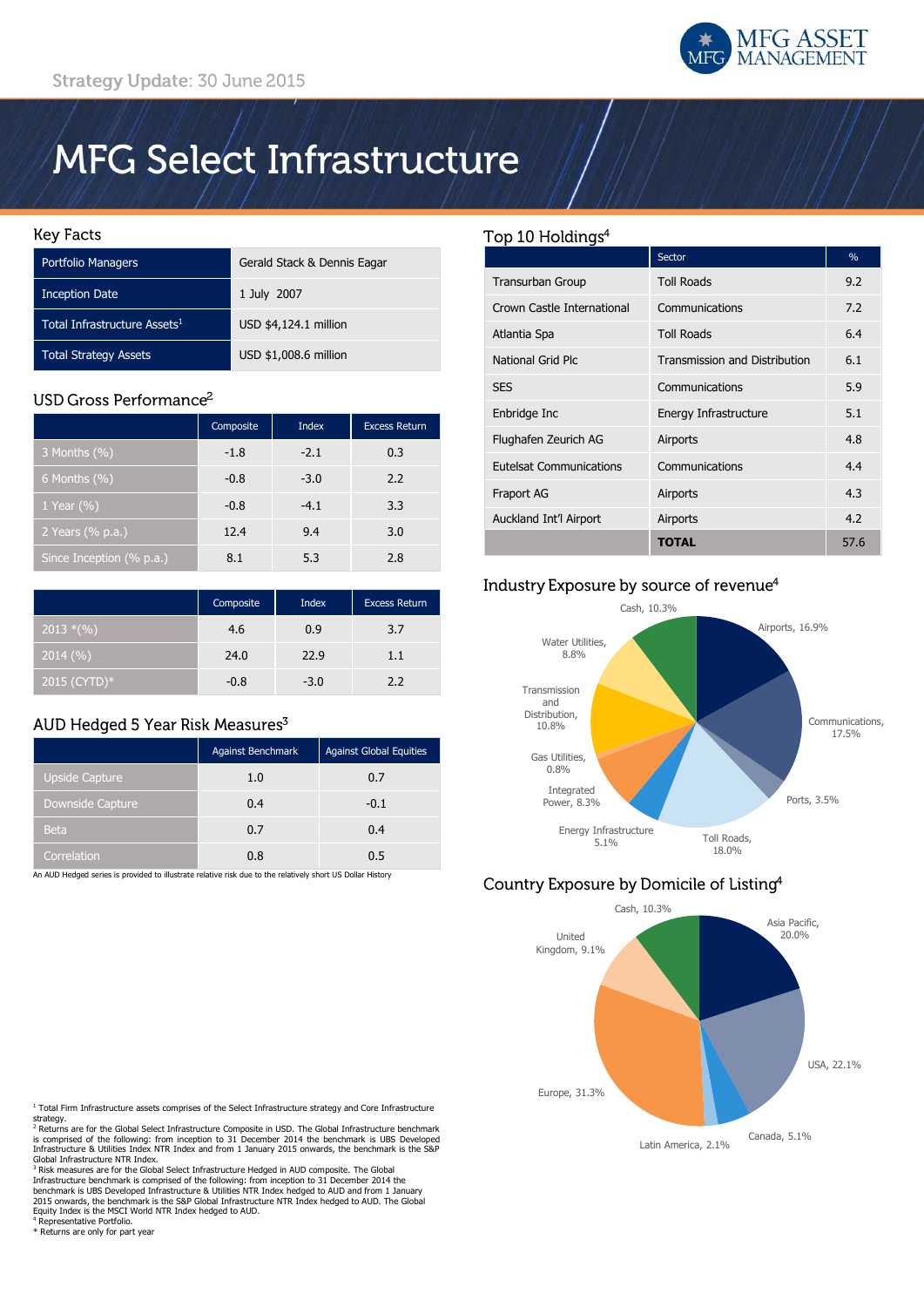Strategy Update: 30 June 2015

# MFG Select Infrastructure

## Key Facts

| | |
|---|---|
| Portfolio Managers | Gerald Stack & Dennis Eagar |
| Inception Date | 1 July 2007 |
| Total Infrastructure Assets[1] | USD $4,124.1 million |
| Total Strategy Assets | USD $1,008.6 million |

## USD Gross Performance[2]

| | Composite | Index | Excess Return |
|---|---|---|---|
| 3 Months (%) | -1.8 | -2.1 | 0.3 |
| 6 Months (%) | -0.8 | -3.0 | 2.2 |
| 1 Year (%) | -0.8 | -4.1 | 3.3 |
| 2 Years (% p.a.) | 12.4 | 9.4 | 3.0 |
| Since Inception (% p.a.) | 8.1 | 5.3 | 2.8 |

| | Composite | Index | Excess Return |
|---|---|---|---|
| 2013 *(%) | 4.6 | 0.9 | 3.7 |
| 2014 (%) | 24.0 | 22.9 | 1.1 |
| 2015 (CYTD)* | -0.8 | -3.0 | 2.2 |

## AUD Hedged 5 Year Risk Measures[3]

| | Against Benchmark | Against Global Equities |
|---|---|---|
| Upside Capture | 1.0 | 0.7 |
| Downside Capture | 0.4 | -0.1 |
| Beta | 0.7 | 0.4 |
| Correlation | 0.8 | 0.5 |

An AUD Hedged series is provided to illustrate relative risk due to the relatively short US Dollar History

## Top 10 Holdings[4]

| | Sector | % |
|---|---|---|
| Transurban Group | Toll Roads | 9.2 |
| Crown Castle International | Communications | 7.2 |
| Atlantia Spa | Toll Roads | 6.4 |
| National Grid Plc | Transmission and Distribution | 6.1 |
| SES | Communications | 5.9 |
| Enbridge Inc | Energy Infrastructure | 5.1 |
| Flughafen Zeurich AG | Airports | 4.8 |
| Eutelsat Communications | Communications | 4.4 |
| Fraport AG | Airports | 4.3 |
| Auckland Int'l Airport | Airports | 4.2 |
| | **TOTAL** | 57.6 |

## Industry Exposure by source of revenue[4]

- Airports, 16.9%
- Communications, 17.5%
- Ports, 3.5%
- Toll Roads, 18.0%
- Energy Infrastructure 5.1%
- Integrated Power, 8.3%
- Gas Utilities, 0.8%
- Transmission and Distribution, 10.8%
- Water Utilities, 8.8%
- Cash, 10.3%

## Country Exposure by Domicile of Listing[4]

- Asia Pacific, 20.0%
- USA, 22.1%
- Canada, 5.1%
- Latin America, 2.1%
- Europe, 31.3%
- United Kingdom, 9.1%
- Cash, 10.3%

[1] Total Firm Infrastructure assets comprises of the Select Infrastructure strategy and Core Infrastructure strategy.
[2] Returns are for the Global Select Infrastructure Composite in USD. The Global Infrastructure benchmark is comprised of the following: from inception to 31 December 2014 the benchmark is UBS Developed Infrastructure & Utilities Index NTR Index and from 1 January 2015 onwards, the benchmark is the S&P Global Infrastructure NTR Index.
[3] Risk measures are for the Global Select Infrastructure Hedged in AUD composite. The Global Infrastructure benchmark is comprised of the following: from inception to 31 December 2014 the benchmark is UBS Developed Infrastructure & Utilities NTR Index hedged to AUD and from 1 January 2015 onwards, the benchmark is the S&P Global Infrastructure NTR Index hedged to AUD. The Global Equity Index is the MSCI World NTR Index hedged to AUD.
[4] Representative Portfolio.
* Returns are only for part year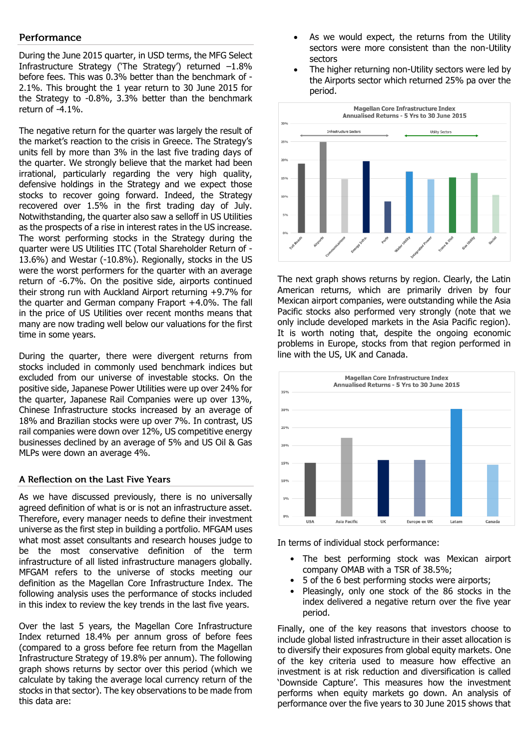## Performance

During the June 2015 quarter, in USD terms, the MFG Select Infrastructure Strategy ('The Strategy') returned –1.8% before fees. This was 0.3% better than the benchmark of -2.1%. This brought the 1 year return to 30 June 2015 for the Strategy to -0.8%, 3.3% better than the benchmark return of -4.1%.

The negative return for the quarter was largely the result of the market's reaction to the crisis in Greece. The Strategy's units fell by more than 3% in the last five trading days of the quarter. We strongly believe that the market had been irrational, particularly regarding the very high quality, defensive holdings in the Strategy and we expect those stocks to recover going forward. Indeed, the Strategy recovered over 1.5% in the first trading day of July. Notwithstanding, the quarter also saw a selloff in US Utilities as the prospects of a rise in interest rates in the US increase. The worst performing stocks in the Strategy during the quarter were US Utilities ITC (Total Shareholder Return of -13.6%) and Westar (-10.8%). Regionally, stocks in the US were the worst performers for the quarter with an average return of -6.7%. On the positive side, airports continued their strong run with Auckland Airport returning +9.7% for the quarter and German company Fraport +4.0%. The fall in the price of US Utilities over recent months means that many are now trading well below our valuations for the first time in some years.

During the quarter, there were divergent returns from stocks included in commonly used benchmark indices but excluded from our universe of investable stocks. On the positive side, Japanese Power Utilities were up over 24% for the quarter, Japanese Rail Companies were up over 13%, Chinese Infrastructure stocks increased by an average of 18% and Brazilian stocks were up over 7%. In contrast, US rail companies were down over 12%, US competitive energy businesses declined by an average of 5% and US Oil & Gas MLPs were down an average 4%.

## A Reflection on the Last Five Years

As we have discussed previously, there is no universally agreed definition of what is or is not an infrastructure asset. Therefore, every manager needs to define their investment universe as the first step in building a portfolio. MFGAM uses what most asset consultants and research houses judge to be the most conservative definition of the term infrastructure of all listed infrastructure managers globally. MFGAM refers to the universe of stocks meeting our definition as the Magellan Core Infrastructure Index. The following analysis uses the performance of stocks included in this index to review the key trends in the last five years.

Over the last 5 years, the Magellan Core Infrastructure Index returned 18.4% per annum gross of before fees (compared to a gross before fee return from the Magellan Infrastructure Strategy of 19.8% per annum). The following graph shows returns by sector over this period (which we calculate by taking the average local currency return of the stocks in that sector). The key observations to be made from this data are:

- As we would expect, the returns from the Utility sectors were more consistent than the non-Utility sectors
- The higher returning non-Utility sectors were led by the Airports sector which returned 25% pa over the period.

**Magellan Core Infrastructure Index Annualised Returns - 5 Yrs to 30 June 2015**

Infrastructure Sectors: Toll Roads, Airports, Communications, Energy Infra., Ports
Utility Sectors: Water Utility, Integrated Power, Trans & Dist, Gas Utility, Social

The next graph shows returns by region. Clearly, the Latin American returns, which are primarily driven by four Mexican airport companies, were outstanding while the Asia Pacific stocks also performed very strongly (note that we only include developed markets in the Asia Pacific region). It is worth noting that, despite the ongoing economic problems in Europe, stocks from that region performed in line with the US, UK and Canada.

**Magellan Core Infrastructure Index Annualised Returns - 5 Yrs to 30 June 2015**

USA, Asia Pacific, UK, Europe ex UK, Latam, Canada

In terms of individual stock performance:

- The best performing stock was Mexican airport company OMAB with a TSR of 38.5%;
- 5 of the 6 best performing stocks were airports;
- Pleasingly, only one stock of the 86 stocks in the index delivered a negative return over the five year period.

Finally, one of the key reasons that investors choose to include global listed infrastructure in their asset allocation is to diversify their exposures from global equity markets. One of the key criteria used to measure how effective an investment is at risk reduction and diversification is called 'Downside Capture'. This measures how the investment performs when equity markets go down. An analysis of performance over the five years to 30 June 2015 shows that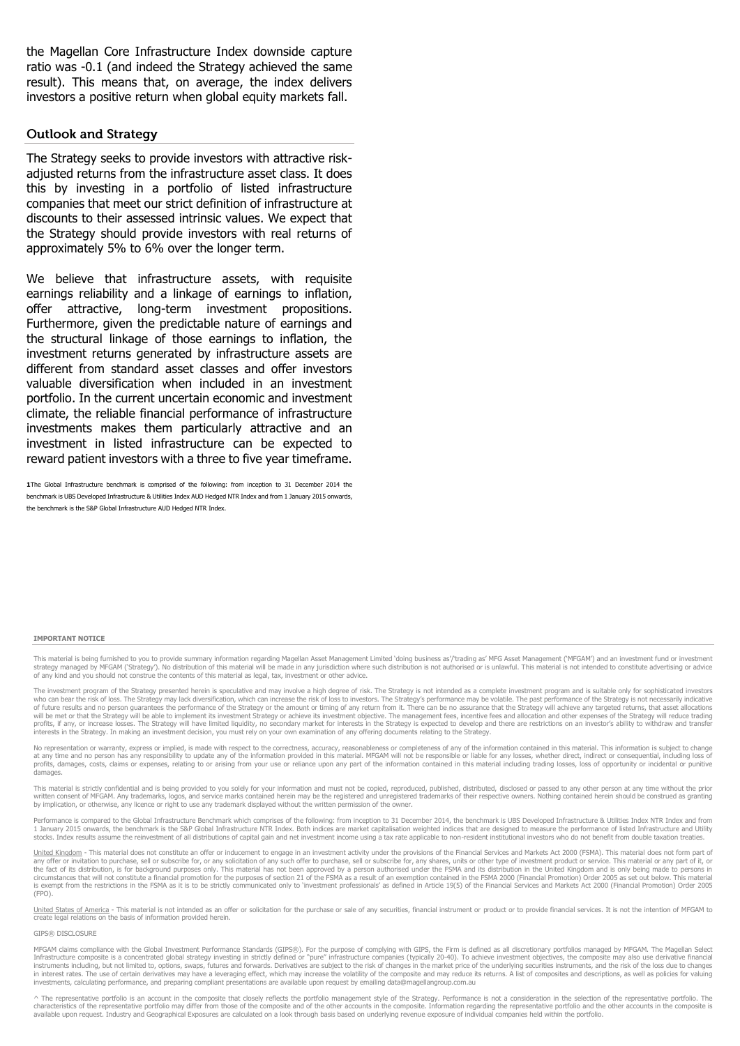the Magellan Core Infrastructure Index downside capture ratio was -0.1 (and indeed the Strategy achieved the same result). This means that, on average, the index delivers investors a positive return when global equity markets fall.

## Outlook and Strategy

The Strategy seeks to provide investors with attractive risk-adjusted returns from the infrastructure asset class. It does this by investing in a portfolio of listed infrastructure companies that meet our strict definition of infrastructure at discounts to their assessed intrinsic values. We expect that the Strategy should provide investors with real returns of approximately 5% to 6% over the longer term.

We believe that infrastructure assets, with requisite earnings reliability and a linkage of earnings to inflation, offer attractive, long-term investment propositions. Furthermore, given the predictable nature of earnings and the structural linkage of those earnings to inflation, the investment returns generated by infrastructure assets are different from standard asset classes and offer investors valuable diversification when included in an investment portfolio. In the current uncertain economic and investment climate, the reliable financial performance of infrastructure investments makes them particularly attractive and an investment in listed infrastructure can be expected to reward patient investors with a three to five year timeframe.

**1** The Global Infrastructure benchmark is comprised of the following: from inception to 31 December 2014 the benchmark is UBS Developed Infrastructure & Utilities Index AUD Hedged NTR Index and from 1 January 2015 onwards, the benchmark is the S&P Global Infrastructure AUD Hedged NTR Index.

**IMPORTANT NOTICE**

This material is being furnished to you to provide summary information regarding Magellan Asset Management Limited 'doing business as'/'trading as' MFG Asset Management ('MFGAM') and an investment fund or investment strategy managed by MFGAM ('Strategy'). No distribution of this material will be made in any jurisdiction where such distribution is not authorised or is unlawful. This material is not intended to constitute advertising or advice of any kind and you should not construe the contents of this material as legal, tax, investment or other advice.

The investment program of the Strategy presented herein is speculative and may involve a high degree of risk. The Strategy is not intended as a complete investment program and is suitable only for sophisticated investors who can bear the risk of loss. The Strategy may lack diversification, which can increase the risk of loss to investors. The Strategy's performance may be volatile. The past performance of the Strategy is not necessarily indicative of future results and no person guarantees the performance of the Strategy or the amount or timing of any return from it. There can be no assurance that the Strategy will achieve any targeted returns, that asset allocations will be met or that the Strategy will be able to implement its investment Strategy or achieve its investment objective. The management fees, incentive fees and allocation and other expenses of the Strategy will reduce trading profits, if any, or increase losses. The Strategy will have limited liquidity, no secondary market for interests in the Strategy is expected to develop and there are restrictions on an investor's ability to withdraw and transfer interests in the Strategy. In making an investment decision, you must rely on your own examination of any offering documents relating to the Strategy.

No representation or warranty, express or implied, is made with respect to the correctness, accuracy, reasonableness or completeness of any of the information contained in this material. This information is subject to change at any time and no person has any responsibility to update any of the information provided in this material. MFGAM will not be responsible or liable for any losses, whether direct, indirect or consequential, including loss of profits, damages, costs, claims or expenses, relating to or arising from your use or reliance upon any part of the information contained in this material including trading losses, loss of opportunity or incidental or punitive damages.

This material is strictly confidential and is being provided to you solely for your information and must not be copied, reproduced, published, distributed, disclosed or passed to any other person at any time without the prior written consent of MFGAM. Any trademarks, logos, and service marks contained herein may be the registered and unregistered trademarks of their respective owners. Nothing contained herein should be construed as granting by implication, or otherwise, any licence or right to use any trademark displayed without the written permission of the owner.

Performance is compared to the Global Infrastructure Benchmark which comprises of the following: from inception to 31 December 2014, the benchmark is UBS Developed Infrastructure & Utilities Index NTR Index and from 1 January 2015 onwards, the benchmark is the S&P Global Infrastructure NTR Index. Both indices are market capitalisation weighted indices that are designed to measure the performance of listed Infrastructure and Utility stocks. Index results assume the reinvestment of all distributions of capital gain and net investment income using a tax rate applicable to non-resident institutional investors who do not benefit from double taxation treaties.

United Kingdom - This material does not constitute an offer or inducement to engage in an investment activity under the provisions of the Financial Services and Markets Act 2000 (FSMA). This material does not form part of any offer or invitation to purchase, sell or subscribe for, or any solicitation of any such offer to purchase, sell or subscribe for, any shares, units or other type of investment product or service. This material or any part of it, or the fact of its distribution, is for background purposes only. This material has not been approved by a person authorised under the FSMA and its distribution in the United Kingdom and is only being made to persons in circumstances that will not constitute a financial promotion for the purposes of section 21 of the FSMA as a result of an exemption contained in the FSMA 2000 (Financial Promotion) Order 2005 as set out below. This material is exempt from the restrictions in the FSMA as it is to be strictly communicated only to 'investment professionals' as defined in Article 19(5) of the Financial Services and Markets Act 2000 (Financial Promotion) Order 2005 (FPO).

United States of America - This material is not intended as an offer or solicitation for the purchase or sale of any securities, financial instrument or product or to provide financial services. It is not the intention of MFGAM to create legal relations on the basis of information provided herein.

GIPS® DISCLOSURE

MFGAM claims compliance with the Global Investment Performance Standards (GIPS®). For the purpose of complying with GIPS, the Firm is defined as all discretionary portfolios managed by MFGAM. The Magellan Select Infrastructure composite is a concentrated global strategy investing in strictly defined or "pure" infrastructure companies (typically 20-40). To achieve investment objectives, the composite may also use derivative financial instruments including, but not limited to, options, swaps, futures and forwards. Derivatives are subject to the risk of changes in the market price of the underlying securities instruments, and the risk of the loss due to changes in interest rates. The use of certain derivatives may have a leveraging effect, which may increase the volatility of the composite and may reduce its returns. A list of composites and descriptions, as well as policies for valuing investments, calculating performance, and preparing compliant presentations are available upon request by emailing data@magellangroup.com.au

^ The representative portfolio is an account in the composite that closely reflects the portfolio management style of the Strategy. Performance is not a consideration in the selection of the representative portfolio. The characteristics of the representative portfolio may differ from those of the composite and of the other accounts in the composite. Information regarding the representative portfolio and the other accounts in the composite is available upon request. Industry and Geographical Exposures are calculated on a look through basis based on underlying revenue exposure of individual companies held within the portfolio.